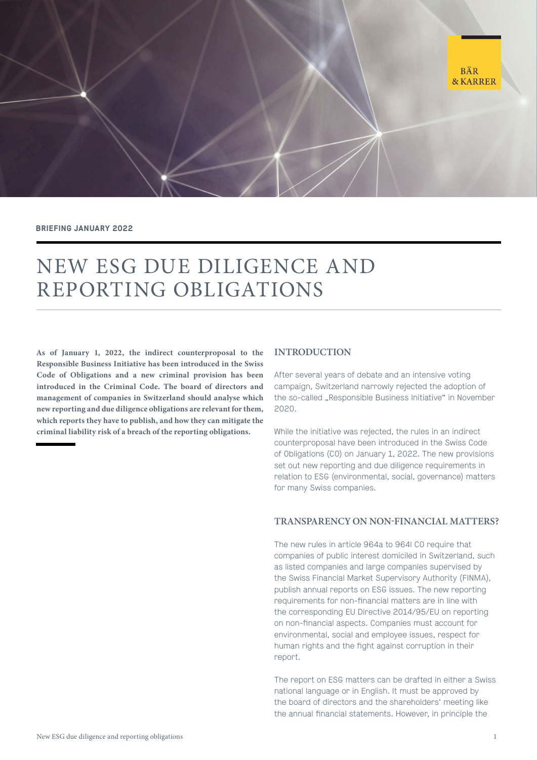BÄR & KARRER

**BRIEFING JANUARY 2022**

# NEW ESG DUE DILIGENCE AND REPORTING OBLIGATIONS

**As of January 1, 2022, the indirect counterproposal to the Responsible Business Initiative has been introduced in the Swiss Code of Obligations and a new criminal provision has been introduced in the Criminal Code. The board of directors and management of companies in Switzerland should analyse which new reporting and due diligence obligations are relevant for them, which reports they have to publish, and how they can mitigate the criminal liability risk of a breach of the reporting obligations.**

## INTRODUCTION

After several years of debate and an intensive voting campaign, Switzerland narrowly rejected the adoption of the so-called „Responsible Business Initiative" in November 2020.

While the initiative was rejected, the rules in an indirect counterproposal have been introduced in the Swiss Code of Obligations (CO) on January 1, 2022. The new provisions set out new reporting and due diligence requirements in relation to ESG (environmental, social, governance) matters for many Swiss companies.

## TRANSPARENCY ON NON-FINANCIAL MATTERS?

The new rules in article 964a to 964l CO require that companies of public interest domiciled in Switzerland, such as listed companies and large companies supervised by the Swiss Financial Market Supervisory Authority (FINMA), publish annual reports on ESG issues. The new reporting requirements for non-financial matters are in line with the corresponding EU Directive 2014/95/EU on reporting on non-financial aspects. Companies must account for environmental, social and employee issues, respect for human rights and the fight against corruption in their report.

The report on ESG matters can be drafted in either a Swiss national language or in English. It must be approved by the board of directors and the shareholders' meeting like the annual financial statements. However, in principle the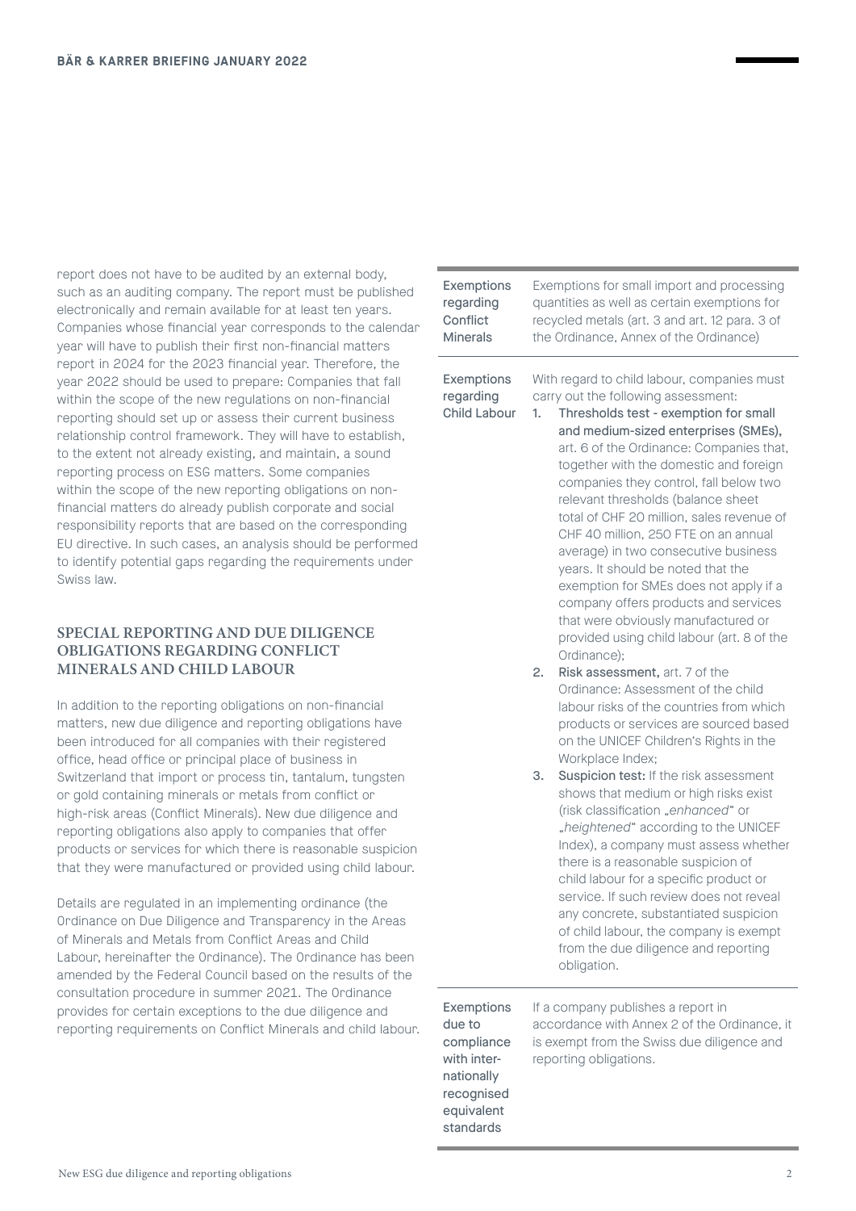report does not have to be audited by an external body, such as an auditing company. The report must be published electronically and remain available for at least ten years. Companies whose financial year corresponds to the calendar year will have to publish their first non-financial matters report in 2024 for the 2023 financial year. Therefore, the year 2022 should be used to prepare: Companies that fall within the scope of the new regulations on non-financial reporting should set up or assess their current business relationship control framework. They will have to establish, to the extent not already existing, and maintain, a sound reporting process on ESG matters. Some companies within the scope of the new reporting obligations on non-financial matters do already publish corporate and social responsibility reports that are based on the corresponding EU directive. In such cases, an analysis should be performed to identify potential gaps regarding the requirements under Swiss law.

## SPECIAL REPORTING AND DUE DILIGENCE OBLIGATIONS REGARDING CONFLICT MINERALS AND CHILD LABOUR

In addition to the reporting obligations on non-financial matters, new due diligence and reporting obligations have been introduced for all companies with their registered office, head office or principal place of business in Switzerland that import or process tin, tantalum, tungsten or gold containing minerals or metals from conflict or high-risk areas (Conflict Minerals). New due diligence and reporting obligations also apply to companies that offer products or services for which there is reasonable suspicion that they were manufactured or provided using child labour.

Details are regulated in an implementing ordinance (the Ordinance on Due Diligence and Transparency in the Areas of Minerals and Metals from Conflict Areas and Child Labour, hereinafter the Ordinance). The Ordinance has been amended by the Federal Council based on the results of the consultation procedure in summer 2021. The Ordinance provides for certain exceptions to the due diligence and reporting requirements on Conflict Minerals and child labour.

| | |
|---|---|
| Exemptions regarding Conflict Minerals | Exemptions for small import and processing quantities as well as certain exemptions for recycled metals (art. 3 and art. 12 para. 3 of the Ordinance, Annex of the Ordinance) |
| Exemptions regarding Child Labour | With regard to child labour, companies must carry out the following assessment:<br>1. **Thresholds test - exemption for small and medium-sized enterprises (SMEs),** art. 6 of the Ordinance: Companies that, together with the domestic and foreign companies they control, fall below two relevant thresholds (balance sheet total of CHF 20 million, sales revenue of CHF 40 million, 250 FTE on an annual average) in two consecutive business years. It should be noted that the exemption for SMEs does not apply if a company offers products and services that were obviously manufactured or provided using child labour (art. 8 of the Ordinance);<br>2. **Risk assessment,** art. 7 of the Ordinance: Assessment of the child labour risks of the countries from which products or services are sourced based on the UNICEF Children's Rights in the Workplace Index;<br>3. **Suspicion test:** If the risk assessment shows that medium or high risks exist (risk classification „*enhanced*" or „*heightened*" according to the UNICEF Index), a company must assess whether there is a reasonable suspicion of child labour for a specific product or service. If such review does not reveal any concrete, substantiated suspicion of child labour, the company is exempt from the due diligence and reporting obligation. |
| Exemptions due to compliance with internationally recognised equivalent standards | If a company publishes a report in accordance with Annex 2 of the Ordinance, it is exempt from the Swiss due diligence and reporting obligations. |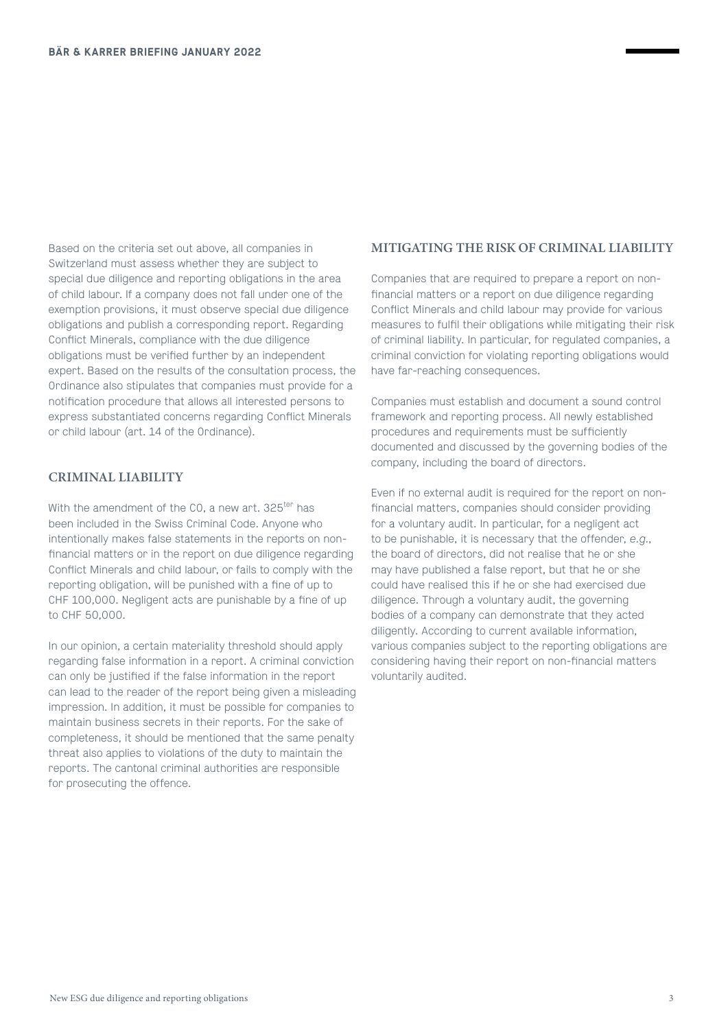Based on the criteria set out above, all companies in Switzerland must assess whether they are subject to special due diligence and reporting obligations in the area of child labour. If a company does not fall under one of the exemption provisions, it must observe special due diligence obligations and publish a corresponding report. Regarding Conflict Minerals, compliance with the due diligence obligations must be verified further by an independent expert. Based on the results of the consultation process, the Ordinance also stipulates that companies must provide for a notification procedure that allows all interested persons to express substantiated concerns regarding Conflict Minerals or child labour (art. 14 of the Ordinance).

## CRIMINAL LIABILITY

With the amendment of the CO, a new art. 325[ter] has been included in the Swiss Criminal Code. Anyone who intentionally makes false statements in the reports on non-financial matters or in the report on due diligence regarding Conflict Minerals and child labour, or fails to comply with the reporting obligation, will be punished with a fine of up to CHF 100,000. Negligent acts are punishable by a fine of up to CHF 50,000.

In our opinion, a certain materiality threshold should apply regarding false information in a report. A criminal conviction can only be justified if the false information in the report can lead to the reader of the report being given a misleading impression. In addition, it must be possible for companies to maintain business secrets in their reports. For the sake of completeness, it should be mentioned that the same penalty threat also applies to violations of the duty to maintain the reports. The cantonal criminal authorities are responsible for prosecuting the offence.

## MITIGATING THE RISK OF CRIMINAL LIABILITY

Companies that are required to prepare a report on non-financial matters or a report on due diligence regarding Conflict Minerals and child labour may provide for various measures to fulfil their obligations while mitigating their risk of criminal liability. In particular, for regulated companies, a criminal conviction for violating reporting obligations would have far-reaching consequences.

Companies must establish and document a sound control framework and reporting process. All newly established procedures and requirements must be sufficiently documented and discussed by the governing bodies of the company, including the board of directors.

Even if no external audit is required for the report on non-financial matters, companies should consider providing for a voluntary audit. In particular, for a negligent act to be punishable, it is necessary that the offender, *e.g.*, the board of directors, did not realise that he or she may have published a false report, but that he or she could have realised this if he or she had exercised due diligence. Through a voluntary audit, the governing bodies of a company can demonstrate that they acted diligently. According to current available information, various companies subject to the reporting obligations are considering having their report on non-financial matters voluntarily audited.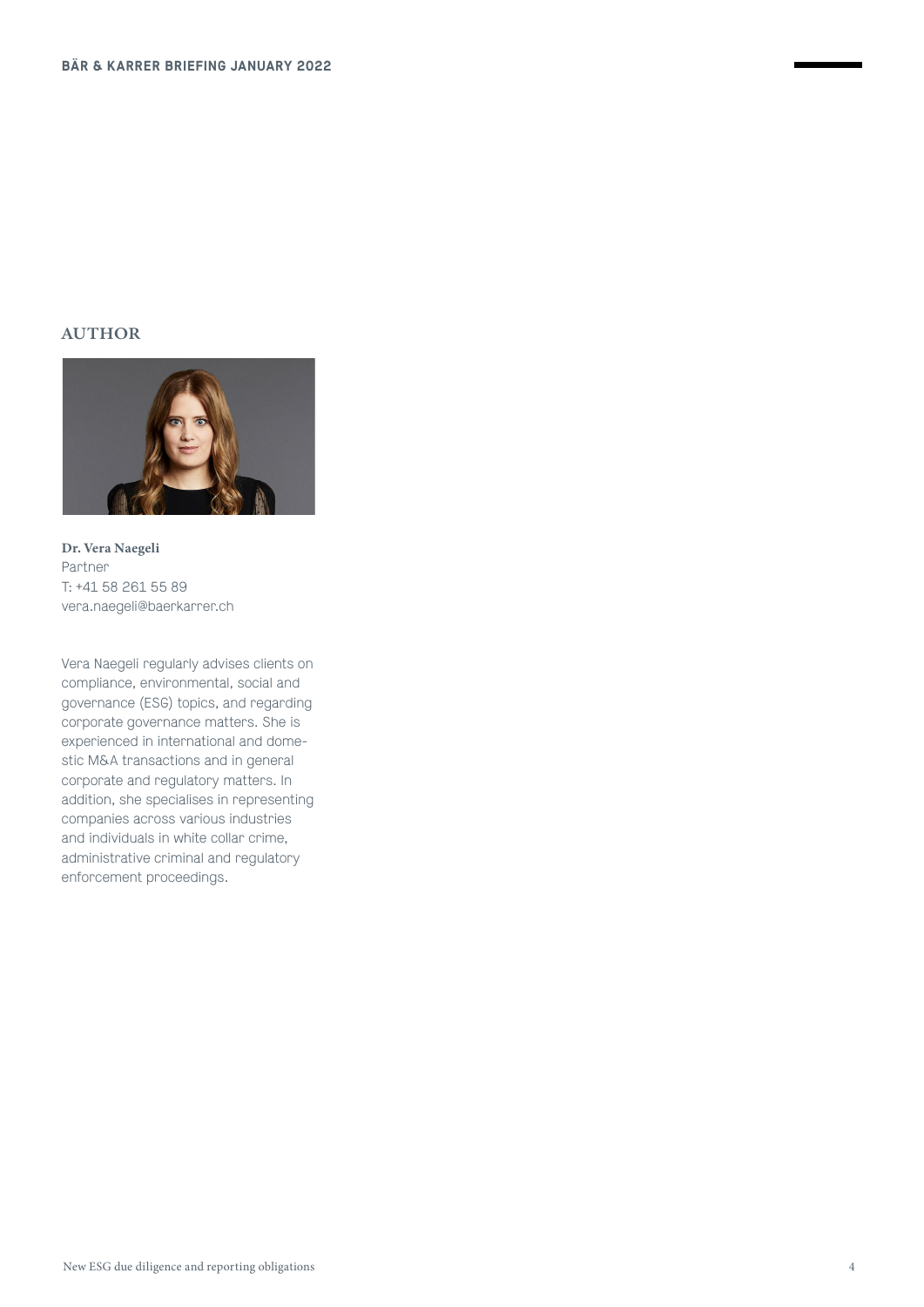## AUTHOR

**Dr. Vera Naegeli**
Partner
T: +41 58 261 55 89
vera.naegeli@baerkarrer.ch

Vera Naegeli regularly advises clients on compliance, environmental, social and governance (ESG) topics, and regarding corporate governance matters. She is experienced in international and domestic M&A transactions and in general corporate and regulatory matters. In addition, she specialises in representing companies across various industries and individuals in white collar crime, administrative criminal and regulatory enforcement proceedings.